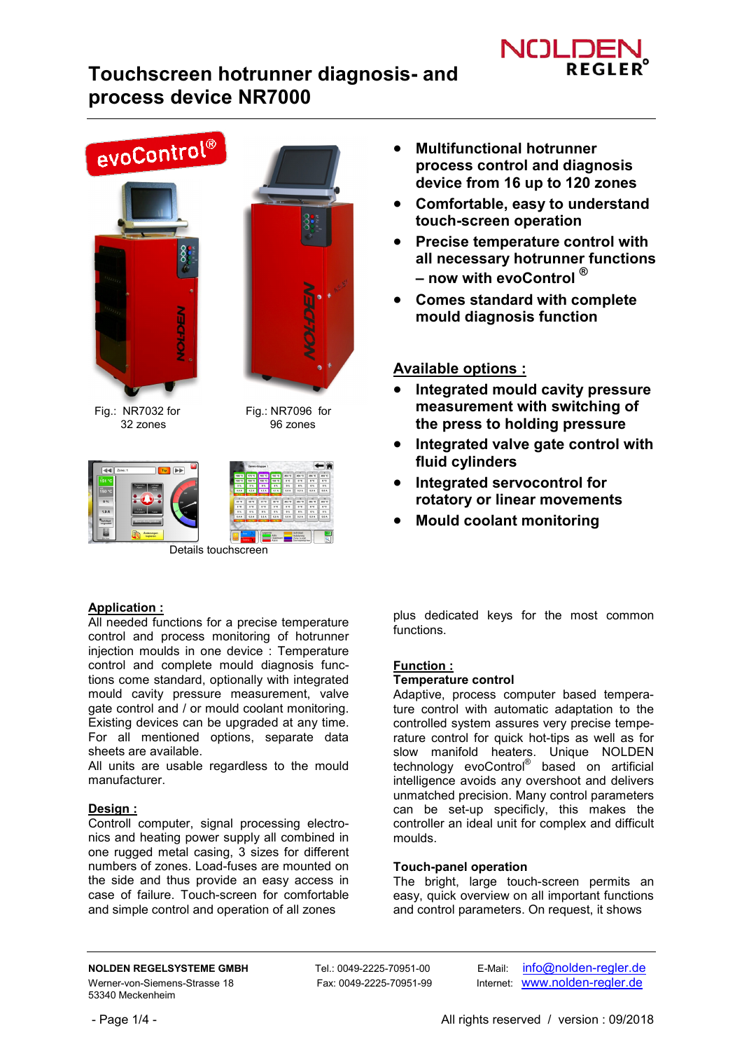# Touchscreen hotrunner diagnosis- and process device NR7000

Fig.: NR7032 for 32 zones

Fig.: NR7096 for 96 zones

Details touchscreen

- **Multifunctional hotrunner process control and diagnosis device from 16 up to 120 zones**
- **Comfortable, easy to understand touch-screen operation**
- **Precise temperature control with all necessary hotrunner functions – now with evoControl ®**
- **Comes standard with complete mould diagnosis function**

## Available options :

- **Integrated mould cavity pressure measurement with switching of the press to holding pressure**
- **Integrated valve gate control with fluid cylinders**
- **Integrated servocontrol for rotatory or linear movements**
- **Mould coolant monitoring**

## Application :

All needed functions for a precise temperature control and process monitoring of hotrunner injection moulds in one device : Temperature control and complete mould diagnosis functions come standard, optionally with integrated mould cavity pressure measurement, valve gate control and / or mould coolant monitoring. Existing devices can be upgraded at any time. For all mentioned options, separate data sheets are available.

All units are usable regardless to the mould manufacturer.

## Design :

Controll computer, signal processing electronics and heating power supply all combined in one rugged metal casing, 3 sizes for different numbers of zones. Load-fuses are mounted on the side and thus provide an easy access in case of failure. Touch-screen for comfortable and simple control and operation of all zones plus dedicated keys for the most common functions.

## Function :

### Temperature control

Adaptive, process computer based temperature control with automatic adaptation to the controlled system assures very precise temperature control for quick hot-tips as well as for slow manifold heaters. Unique NOLDEN technology evoControl® based on artificial intelligence avoids any overshoot and delivers unmatched precision. Many control parameters can be set-up specificly, this makes the controller an ideal unit for complex and difficult moulds.

### Touch-panel operation

The bright, large touch-screen permits an easy, quick overview on all important functions and control parameters. On request, it shows

**NOLDEN REGELSYSTEME GMBH**
Werner-von-Siemens-Strasse 18
53340 Meckenheim

Tel.: 0049-2225-70951-00
Fax: 0049-2225-70951-99

E-Mail: info@nolden-regler.de
Internet: www.nolden-regler.de

All rights reserved / version : 09/2018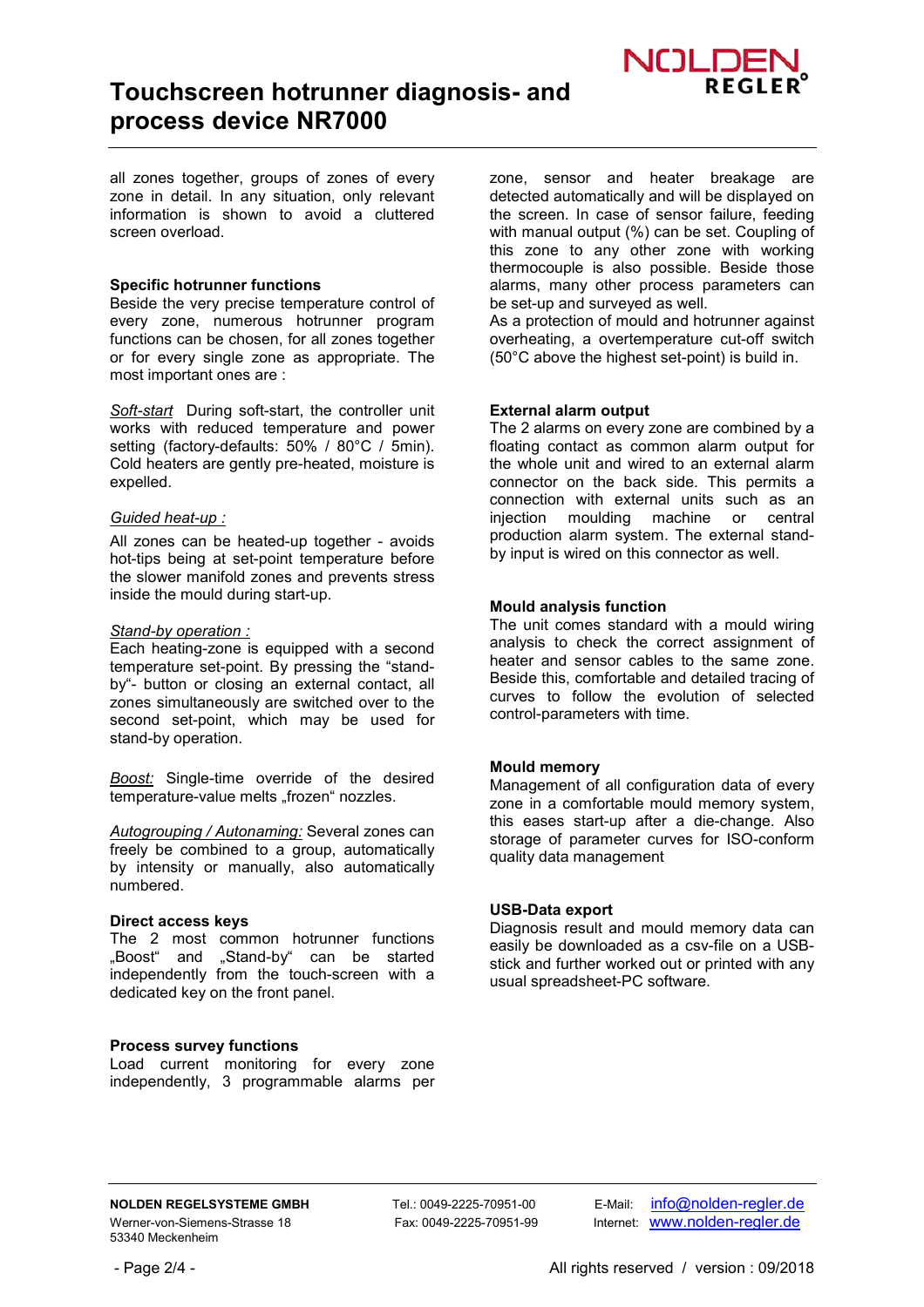all zones together, groups of zones of every zone in detail. In any situation, only relevant information is shown to avoid a cluttered screen overload.

### Specific hotrunner functions

Beside the very precise temperature control of every zone, numerous hotrunner program functions can be chosen, for all zones together or for every single zone as appropriate. The most important ones are :

*Soft-start* During soft-start, the controller unit works with reduced temperature and power setting (factory-defaults: 50% / 80°C / 5min). Cold heaters are gently pre-heated, moisture is expelled.

*Guided heat-up :*

All zones can be heated-up together - avoids hot-tips being at set-point temperature before the slower manifold zones and prevents stress inside the mould during start-up.

*Stand-by operation :*

Each heating-zone is equipped with a second temperature set-point. By pressing the "stand-by"- button or closing an external contact, all zones simultaneously are switched over to the second set-point, which may be used for stand-by operation.

*Boost:* Single-time override of the desired temperature-value melts „frozen“ nozzles.

*Autogrouping / Autonaming:* Several zones can freely be combined to a group, automatically by intensity or manually, also automatically numbered.

### Direct access keys

The 2 most common hotrunner functions „Boost“ and „Stand-by“ can be started independently from the touch-screen with a dedicated key on the front panel.

### Process survey functions

Load current monitoring for every zone independently, 3 programmable alarms per zone, sensor and heater breakage are detected automatically and will be displayed on the screen. In case of sensor failure, feeding with manual output (%) can be set. Coupling of this zone to any other zone with working thermocouple is also possible. Beside those alarms, many other process parameters can be set-up and surveyed as well.

As a protection of mould and hotrunner against overheating, a overtemperature cut-off switch (50°C above the highest set-point) is build in.

### External alarm output

The 2 alarms on every zone are combined by a floating contact as common alarm output for the whole unit and wired to an external alarm connector on the back side. This permits a connection with external units such as an injection moulding machine or central production alarm system. The external stand-by input is wired on this connector as well.

### Mould analysis function

The unit comes standard with a mould wiring analysis to check the correct assignment of heater and sensor cables to the same zone. Beside this, comfortable and detailed tracing of curves to follow the evolution of selected control-parameters with time.

### Mould memory

Management of all configuration data of every zone in a comfortable mould memory system, this eases start-up after a die-change. Also storage of parameter curves for ISO-conform quality data management

### USB-Data export

Diagnosis result and mould memory data can easily be downloaded as a csv-file on a USB-stick and further worked out or printed with any usual spreadsheet-PC software.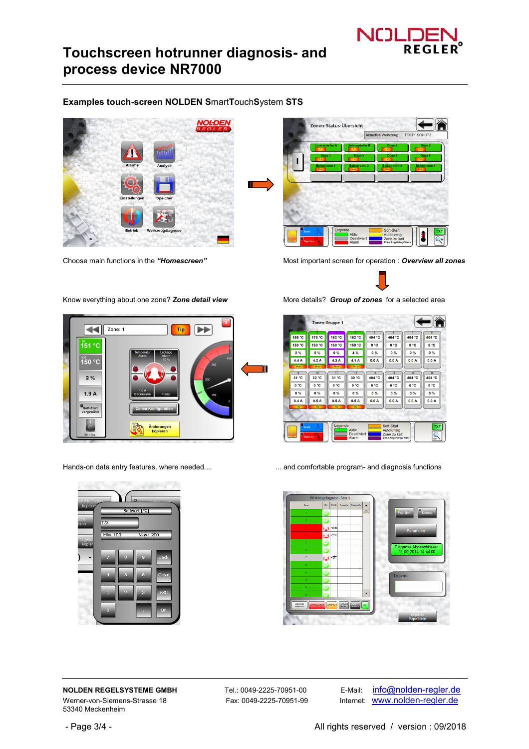# Touchscreen hotrunner diagnosis- and process device NR7000

**Examples touch-screen NOLDEN SmartTouchSystem STS**

Choose main functions in the ***"Homescreen"***

Most important screen for operation : ***Overview all zones***

Know everything about one zone? ***Zone detail view***

More details? ***Group of zones*** for a selected area

Hands-on data entry features, where needed....

... and comfortable program- and diagnosis functions

**NOLDEN REGELSYSTEME GMBH**
Werner-von-Siemens-Strasse 18
53340 Meckenheim

Tel.: 0049-2225-70951-00
Fax: 0049-2225-70951-99

E-Mail: info@nolden-regler.de
Internet: www.nolden-regler.de

All rights reserved / version : 09/2018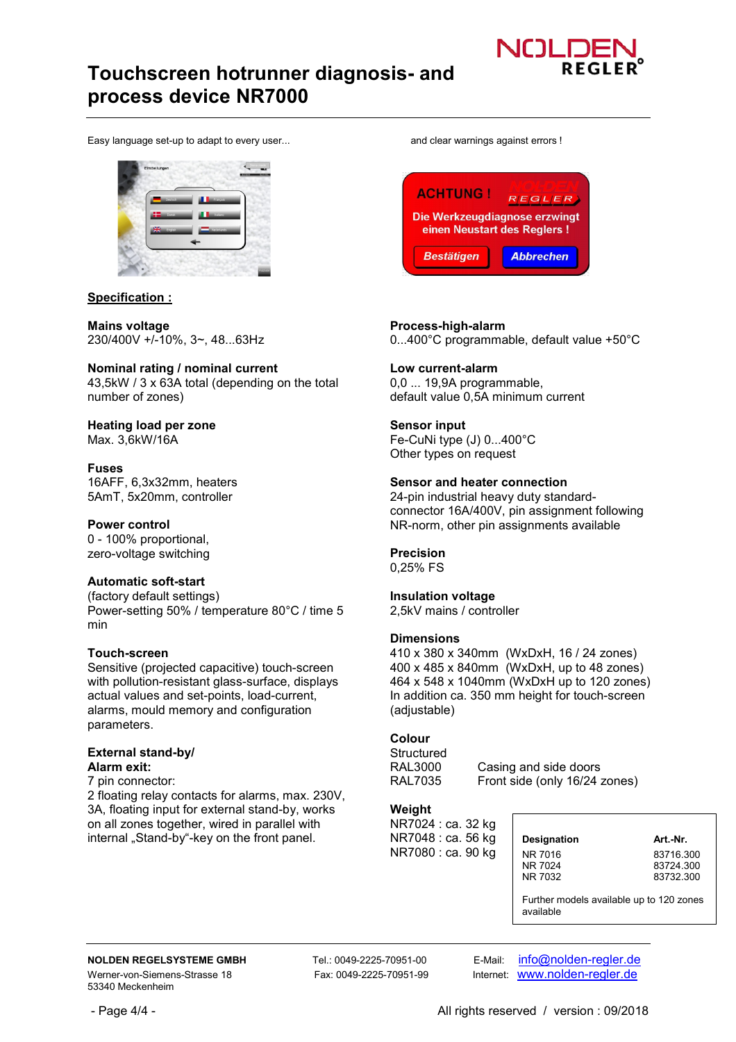# Touchscreen hotrunner diagnosis- and process device NR7000

Easy language set-up to adapt to every user...

and clear warnings against errors !

## Specification :

**Mains voltage**
230/400V +/-10%, 3~, 48...63Hz

**Nominal rating / nominal current**
43,5kW / 3 x 63A total (depending on the total number of zones)

**Heating load per zone**
Max. 3,6kW/16A

**Fuses**
16AFF, 6,3x32mm, heaters
5AmT, 5x20mm, controller

**Power control**
0 - 100% proportional,
zero-voltage switching

**Automatic soft-start**
(factory default settings)
Power-setting 50% / temperature 80°C / time 5 min

**Touch-screen**
Sensitive (projected capacitive) touch-screen with pollution-resistant glass-surface, displays actual values and set-points, load-current, alarms, mould memory and configuration parameters.

**External stand-by/ Alarm exit:**
7 pin connector:
2 floating relay contacts for alarms, max. 230V, 3A, floating input for external stand-by, works on all zones together, wired in parallel with internal „Stand-by"-key on the front panel.

**Process-high-alarm**
0...400°C programmable, default value +50°C

**Low current-alarm**
0,0 ... 19,9A programmable,
default value 0,5A minimum current

**Sensor input**
Fe-CuNi type (J) 0...400°C
Other types on request

**Sensor and heater connection**
24-pin industrial heavy duty standard-connector 16A/400V, pin assignment following NR-norm, other pin assignments available

**Precision**
0,25% FS

**Insulation voltage**
2,5kV mains / controller

**Dimensions**
410 x 380 x 340mm (WxDxH, 16 / 24 zones)
400 x 485 x 840mm (WxDxH, up to 48 zones)
464 x 548 x 1040mm (WxDxH up to 120 zones)
In addition ca. 350 mm height for touch-screen (adjustable)

**Colour**
Structured

| | |
|---|---|
| RAL3000 | Casing and side doors |
| RAL7035 | Front side (only 16/24 zones) |

**Weight**
NR7024 : ca. 32 kg
NR7048 : ca. 56 kg
NR7080 : ca. 90 kg

| Designation | Art.-Nr. |
|---|---|
| NR 7016 | 83716.300 |
| NR 7024 | 83724.300 |
| NR 7032 | 83732.300 |

Further models available up to 120 zones available

**NOLDEN REGELSYSTEME GMBH**
Werner-von-Siemens-Strasse 18
53340 Meckenheim

Tel.: 0049-2225-70951-00
Fax: 0049-2225-70951-99

E-Mail: info@nolden-regler.de
Internet: www.nolden-regler.de

All rights reserved / version : 09/2018